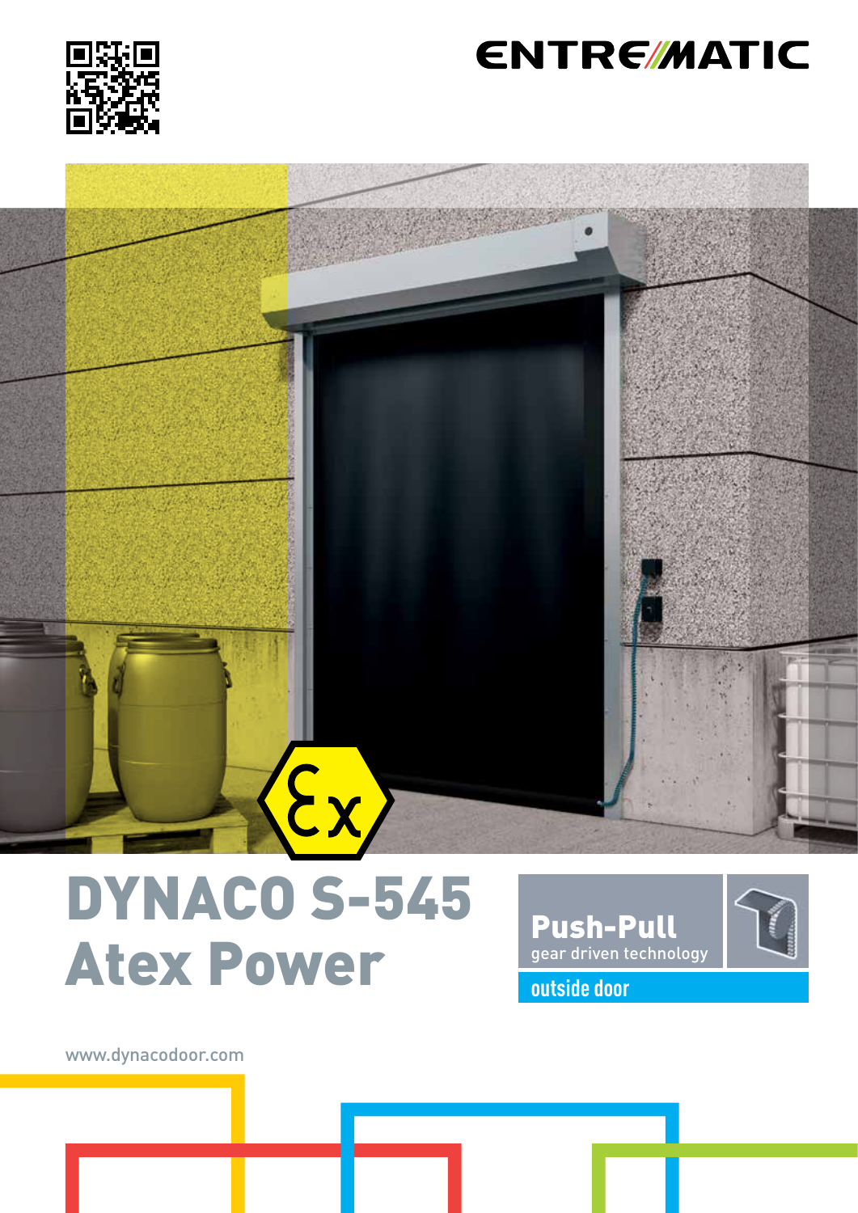ENTREMATIC

# DYNACO S-545 Atex Power

**Push-Pull**
gear driven technology

outside door

www.dynacodoor.com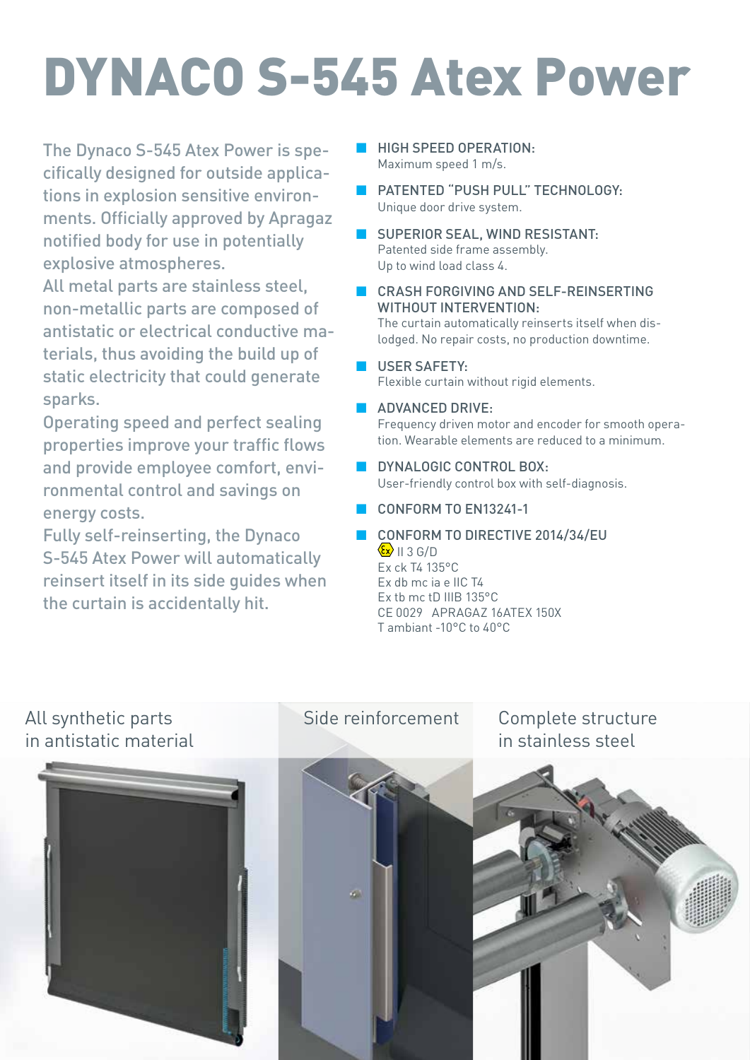# DYNACO S-545 Atex Power

The Dynaco S-545 Atex Power is specifically designed for outside applications in explosion sensitive environments. Officially approved by Apragaz notified body for use in potentially explosive atmospheres.

All metal parts are stainless steel, non-metallic parts are composed of antistatic or electrical conductive materials, thus avoiding the build up of static electricity that could generate sparks.

Operating speed and perfect sealing properties improve your traffic flows and provide employee comfort, environmental control and savings on energy costs.

Fully self-reinserting, the Dynaco S-545 Atex Power will automatically reinsert itself in its side guides when the curtain is accidentally hit.

- **HIGH SPEED OPERATION:**
  Maximum speed 1 m/s.
- **PATENTED "PUSH PULL" TECHNOLOGY:**
  Unique door drive system.
- **SUPERIOR SEAL, WIND RESISTANT:**
  Patented side frame assembly.
  Up to wind load class 4.
- **CRASH FORGIVING AND SELF-REINSERTING WITHOUT INTERVENTION:**
  The curtain automatically reinserts itself when dislodged. No repair costs, no production downtime.
- **USER SAFETY:**
  Flexible curtain without rigid elements.
- **ADVANCED DRIVE:**
  Frequency driven motor and encoder for smooth operation. Wearable elements are reduced to a minimum.
- **DYNALOGIC CONTROL BOX:**
  User-friendly control box with self-diagnosis.
- **CONFORM TO EN13241-1**
- **CONFORM TO DIRECTIVE 2014/34/EU**
  Ex II 3 G/D
  Ex ck T4 135°C
  Ex db mc ia e IIC T4
  Ex tb mc tD IIIB 135°C
  CE 0029 APRAGAZ 16ATEX 150X
  T ambiant -10°C to 40°C

All synthetic parts in antistatic material

Side reinforcement

Complete structure in stainless steel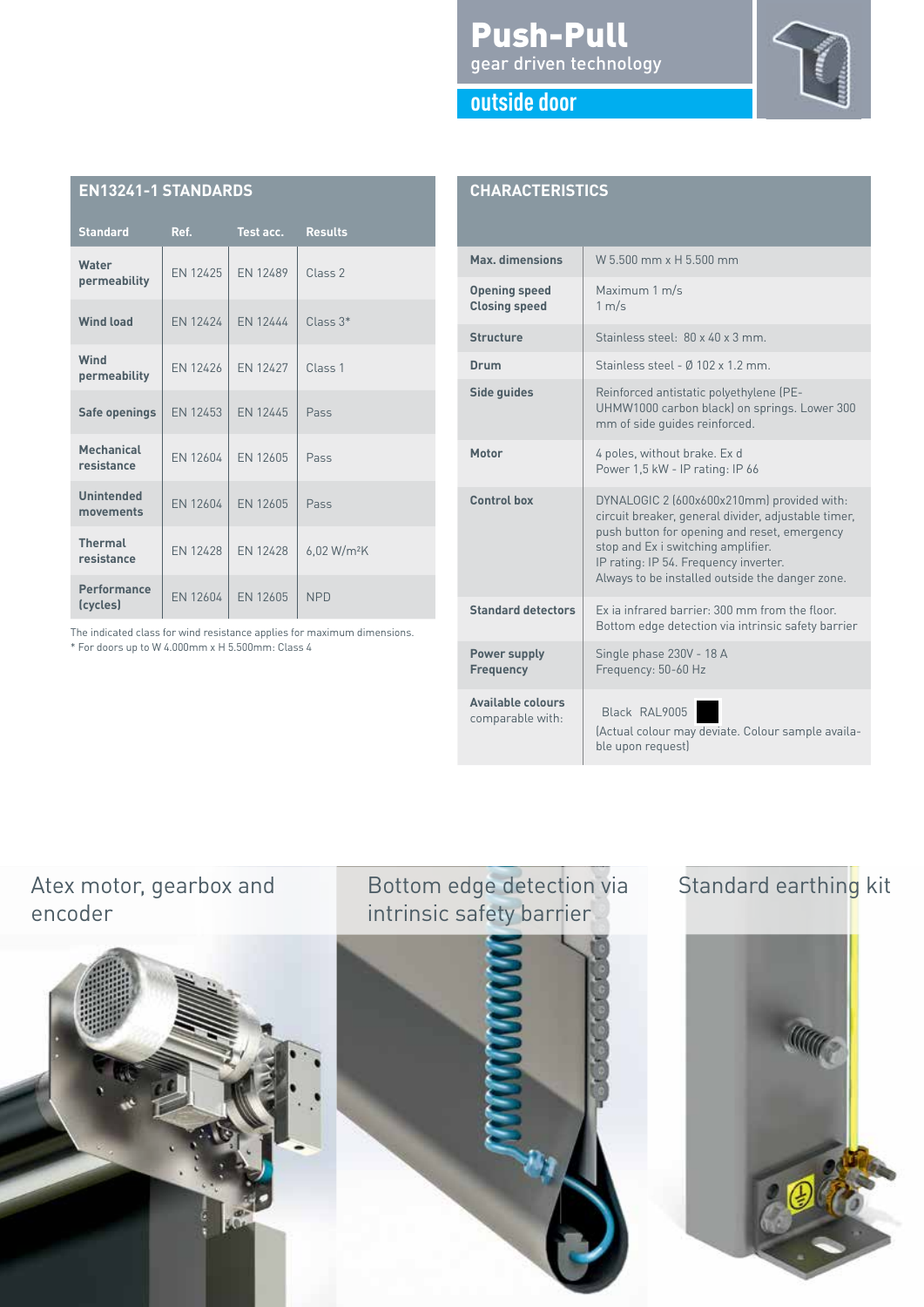# Push-Pull

gear driven technology

## outside door

## EN13241-1 STANDARDS

| Standard | Ref. | Test acc. | Results |
|---|---|---|---|
| Water permeability | EN 12425 | EN 12489 | Class 2 |
| Wind load | EN 12424 | EN 12444 | Class 3* |
| Wind permeability | EN 12426 | EN 12427 | Class 1 |
| Safe openings | EN 12453 | EN 12445 | Pass |
| Mechanical resistance | EN 12604 | EN 12605 | Pass |
| Unintended movements | EN 12604 | EN 12605 | Pass |
| Thermal resistance | EN 12428 | EN 12428 | 6,02 W/m²K |
| Performance (cycles) | EN 12604 | EN 12605 | NPD |

The indicated class for wind resistance applies for maximum dimensions.
* For doors up to W 4.000mm x H 5.500mm: Class 4

## CHARACTERISTICS

| | |
|---|---|
| **Max. dimensions** | W 5.500 mm x H 5.500 mm |
| **Opening speed**<br>**Closing speed** | Maximum 1 m/s<br>1 m/s |
| **Structure** | Stainless steel: 80 x 40 x 3 mm. |
| **Drum** | Stainless steel - Ø 102 x 1.2 mm. |
| **Side guides** | Reinforced antistatic polyethylene (PE-UHMW1000 carbon black) on springs. Lower 300 mm of side guides reinforced. |
| **Motor** | 4 poles, without brake. Ex d<br>Power 1,5 kW - IP rating: IP 66 |
| **Control box** | DYNALOGIC 2 (600x600x210mm) provided with: circuit breaker, general divider, adjustable timer, push button for opening and reset, emergency stop and Ex i switching amplifier.<br>IP rating: IP 54. Frequency inverter.<br>Always to be installed outside the danger zone. |
| **Standard detectors** | Ex ia infrared barrier: 300 mm from the floor.<br>Bottom edge detection via intrinsic safety barrier |
| **Power supply**<br>**Frequency** | Single phase 230V - 18 A<br>Frequency: 50-60 Hz |
| **Available colours** comparable with: | Black RAL9005<br>(Actual colour may deviate. Colour sample available upon request) |

Atex motor, gearbox and encoder

Bottom edge detection via intrinsic safety barrier

Standard earthing kit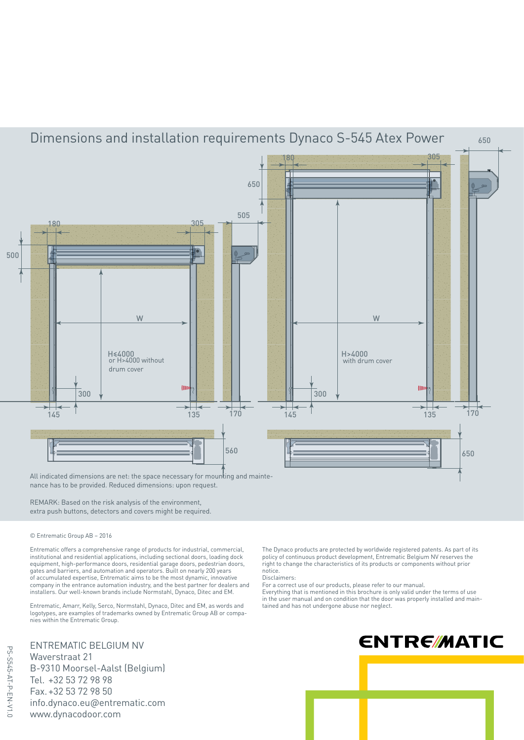# Dimensions and installation requirements Dynaco S-545 Atex Power

180
305
500
W
H≤4000
or H>4000 without
drum cover
300
145
135
505
170
560

180
305
650
W
H>4000
with drum cover
300
145
135
650
170
650

All indicated dimensions are net: the space necessary for mounting and maintenance has to be provided. Reduced dimensions: upon request.

REMARK: Based on the risk analysis of the environment, extra push buttons, detectors and covers might be required.

© Entrematic Group AB – 2016

Entrematic offers a comprehensive range of products for industrial, commercial, institutional and residential applications, including sectional doors, loading dock equipment, high-performance doors, residential garage doors, pedestrian doors, gates and barriers, and automation and operators. Built on nearly 200 years of accumulated expertise, Entrematic aims to be the most dynamic, innovative company in the entrance automation industry, and the best partner for dealers and installers. Our well-known brands include Normstahl, Dynaco, Ditec and EM.

Entrematic, Amarr, Kelly, Serco, Normstahl, Dynaco, Ditec and EM, as words and logotypes, are examples of trademarks owned by Entrematic Group AB or companies within the Entrematic Group.

The Dynaco products are protected by worldwide registered patents. As part of its policy of continuous product development, Entrematic Belgium NV reserves the right to change the characteristics of its products or components without prior notice.
Disclaimers:
For a correct use of our products, please refer to our manual.
Everything that is mentioned in this brochure is only valid under the terms of use in the user manual and on condition that the door was properly installed and maintained and has not undergone abuse nor neglect.

ENTREMATIC BELGIUM NV
Waverstraat 21
B-9310 Moorsel-Aalst (Belgium)
Tel. +32 53 72 98 98
Fax. +32 53 72 98 50
info.dynaco.eu@entrematic.com
www.dynacodoor.com

ENTREMATIC

PS-S545-AT-P-EN-V1.0